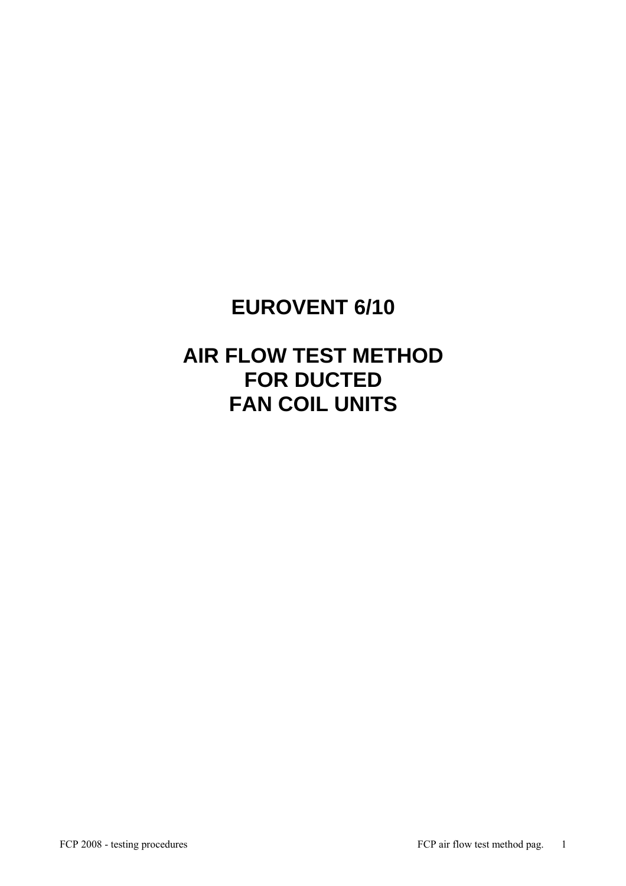# EUROVENT 6/10

# AIR FLOW TEST METHOD FOR DUCTED FAN COIL UNITS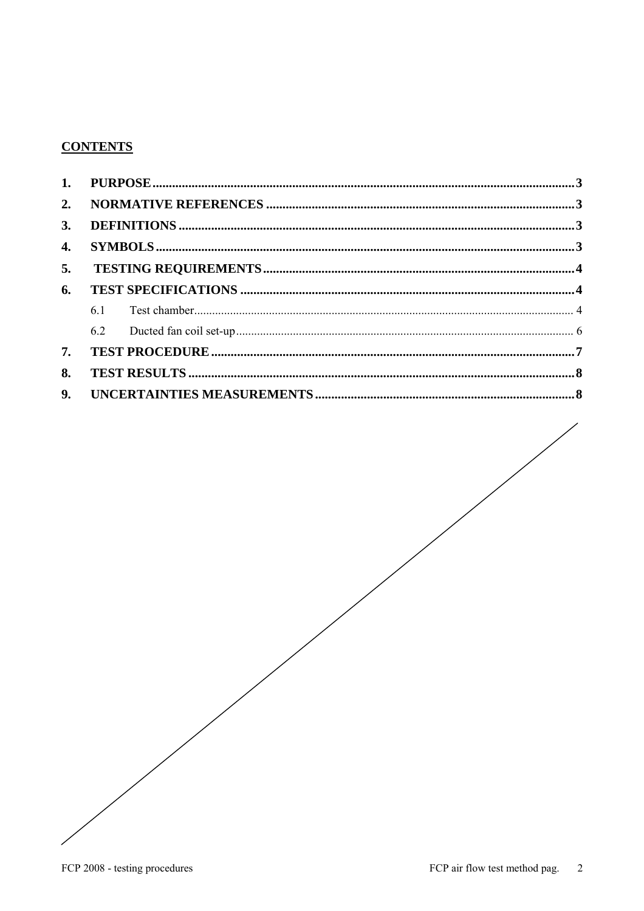**CONTENTS**

| | | |
|---|---|---|
| **1.** | **PURPOSE** | **3** |
| **2.** | **NORMATIVE REFERENCES** | **3** |
| **3.** | **DEFINITIONS** | **3** |
| **4.** | **SYMBOLS** | **3** |
| **5.** | **TESTING REQUIREMENTS** | **4** |
| **6.** | **TEST SPECIFICATIONS** | **4** |
| 6.1 | Test chamber | 4 |
| 6.2 | Ducted fan coil set-up | 6 |
| **7.** | **TEST PROCEDURE** | **7** |
| **8.** | **TEST RESULTS** | **8** |
| **9.** | **UNCERTAINTIES MEASUREMENTS** | **8** |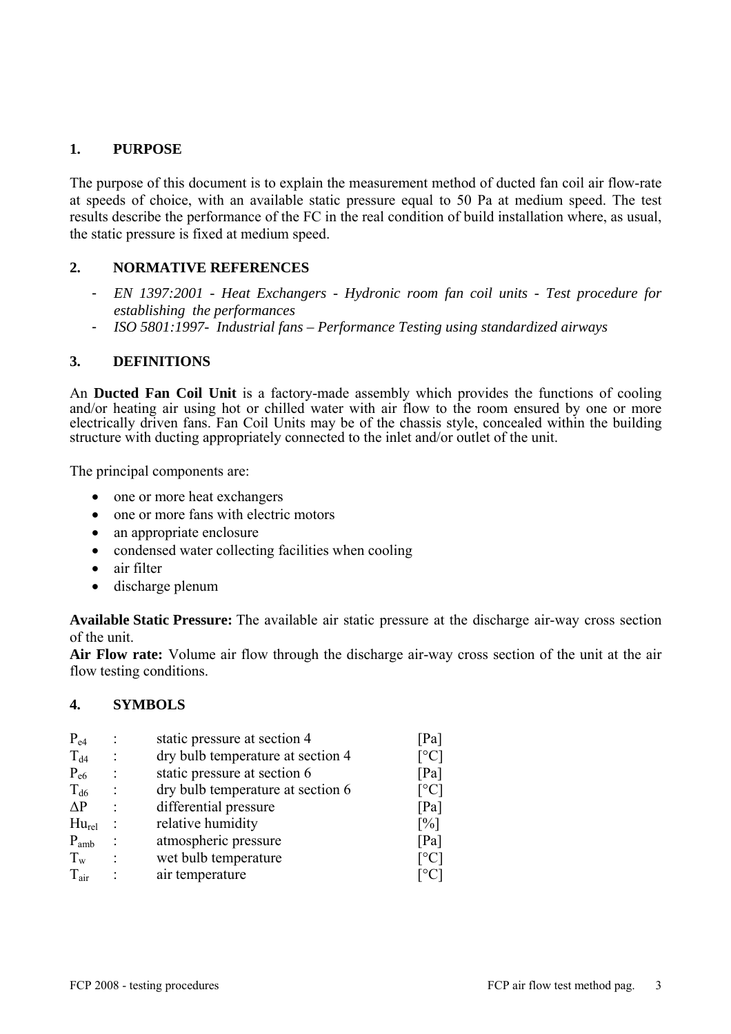## 1. PURPOSE

The purpose of this document is to explain the measurement method of ducted fan coil air flow-rate at speeds of choice, with an available static pressure equal to 50 Pa at medium speed. The test results describe the performance of the FC in the real condition of build installation where, as usual, the static pressure is fixed at medium speed.

## 2. NORMATIVE REFERENCES

- *EN 1397:2001 - Heat Exchangers - Hydronic room fan coil units - Test procedure for establishing the performances*
- *ISO 5801:1997- Industrial fans – Performance Testing using standardized airways*

## 3. DEFINITIONS

An **Ducted Fan Coil Unit** is a factory-made assembly which provides the functions of cooling and/or heating air using hot or chilled water with air flow to the room ensured by one or more electrically driven fans. Fan Coil Units may be of the chassis style, concealed within the building structure with ducting appropriately connected to the inlet and/or outlet of the unit.

The principal components are:

- one or more heat exchangers
- one or more fans with electric motors
- an appropriate enclosure
- condensed water collecting facilities when cooling
- air filter
- discharge plenum

**Available Static Pressure:** The available air static pressure at the discharge air-way cross section of the unit.
**Air Flow rate:** Volume air flow through the discharge air-way cross section of the unit at the air flow testing conditions.

## 4. SYMBOLS

| | | | |
|---|---|---|---|
| $P_{e4}$ | : | static pressure at section 4 | [Pa] |
| $T_{d4}$ | : | dry bulb temperature at section 4 | [°C] |
| $P_{e6}$ | : | static pressure at section 6 | [Pa] |
| $T_{d6}$ | : | dry bulb temperature at section 6 | [°C] |
| $\Delta P$ | : | differential pressure | [Pa] |
| $Hu_{rel}$ | : | relative humidity | [%] |
| $P_{amb}$ | : | atmospheric pressure | [Pa] |
| $T_w$ | : | wet bulb temperature | [°C] |
| $T_{air}$ | : | air temperature | [°C] |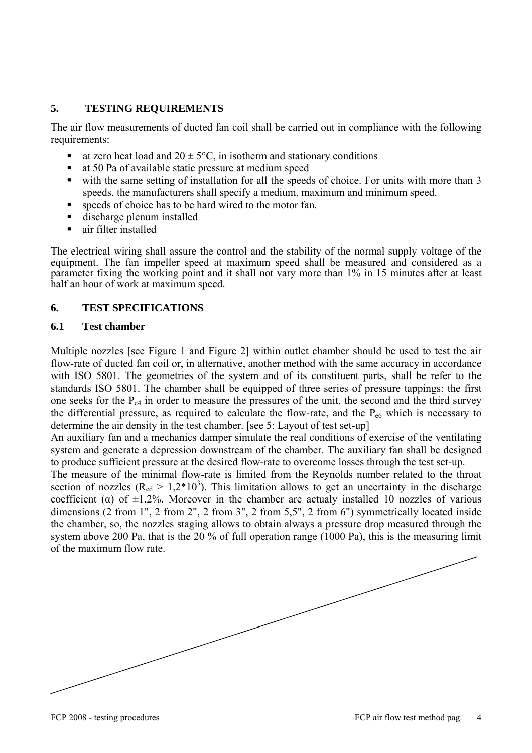## 5. TESTING REQUIREMENTS

The air flow measurements of ducted fan coil shall be carried out in compliance with the following requirements:

- at zero heat load and 20 ± 5°C, in isotherm and stationary conditions
- at 50 Pa of available static pressure at medium speed
- with the same setting of installation for all the speeds of choice. For units with more than 3 speeds, the manufacturers shall specify a medium, maximum and minimum speed.
- speeds of choice has to be hard wired to the motor fan.
- discharge plenum installed
- air filter installed

The electrical wiring shall assure the control and the stability of the normal supply voltage of the equipment. The fan impeller speed at maximum speed shall be measured and considered as a parameter fixing the working point and it shall not vary more than 1% in 15 minutes after at least half an hour of work at maximum speed.

## 6. TEST SPECIFICATIONS

### 6.1 Test chamber

Multiple nozzles [see Figure 1 and Figure 2] within outlet chamber should be used to test the air flow-rate of ducted fan coil or, in alternative, another method with the same accuracy in accordance with ISO 5801. The geometries of the system and of its constituent parts, shall be refer to the standards ISO 5801. The chamber shall be equipped of three series of pressure tappings: the first one seeks for the $P_{e4}$ in order to measure the pressures of the unit, the second and the third survey the differential pressure, as required to calculate the flow-rate, and the $P_{e6}$ which is necessary to determine the air density in the test chamber. [see 5: Layout of test set-up]
An auxiliary fan and a mechanics damper simulate the real conditions of exercise of the ventilating system and generate a depression downstream of the chamber. The auxiliary fan shall be designed to produce sufficient pressure at the desired flow-rate to overcome losses through the test set-up.
The measure of the minimal flow-rate is limited from the Reynolds number related to the throat section of nozzles ($R_{ed} > 1{,}2*10^3$). This limitation allows to get an uncertainty in the discharge coefficient (α) of ±1,2%. Moreover in the chamber are actualy installed 10 nozzles of various dimensions (2 from 1", 2 from 2", 2 from 3", 2 from 5,5", 2 from 6") symmetrically located inside the chamber, so, the nozzles staging allows to obtain always a pressure drop measured through the system above 200 Pa, that is the 20 % of full operation range (1000 Pa), this is the measuring limit of the maximum flow rate.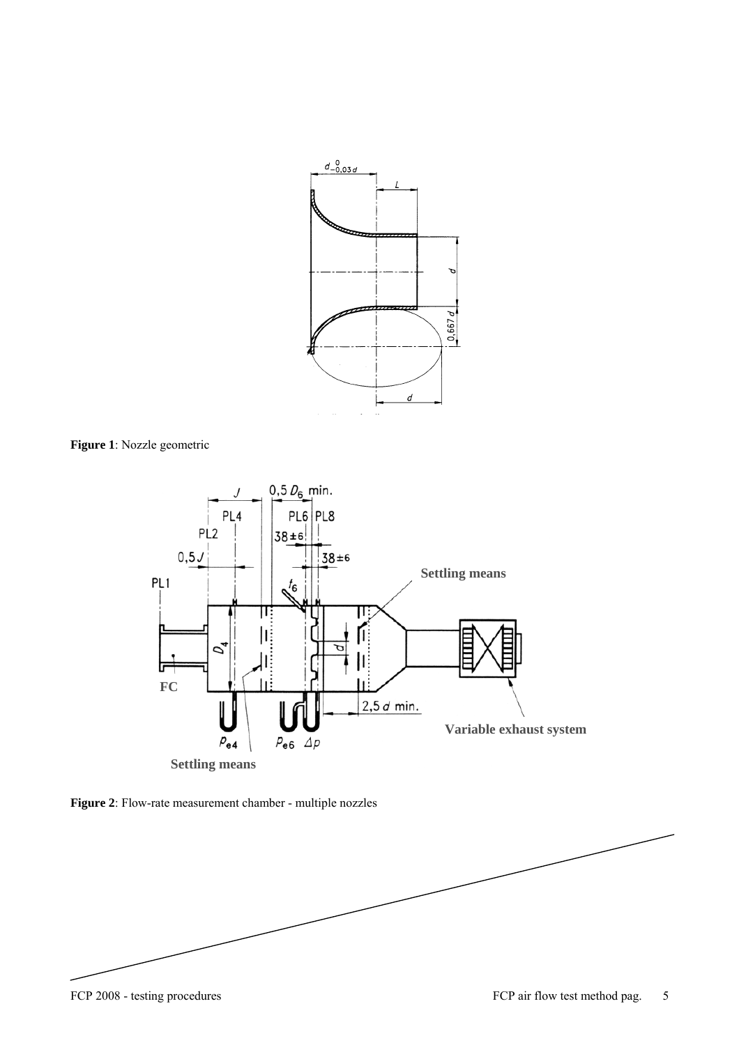**Figure 1**: Nozzle geometric

**Figure 2**: Flow-rate measurement chamber - multiple nozzles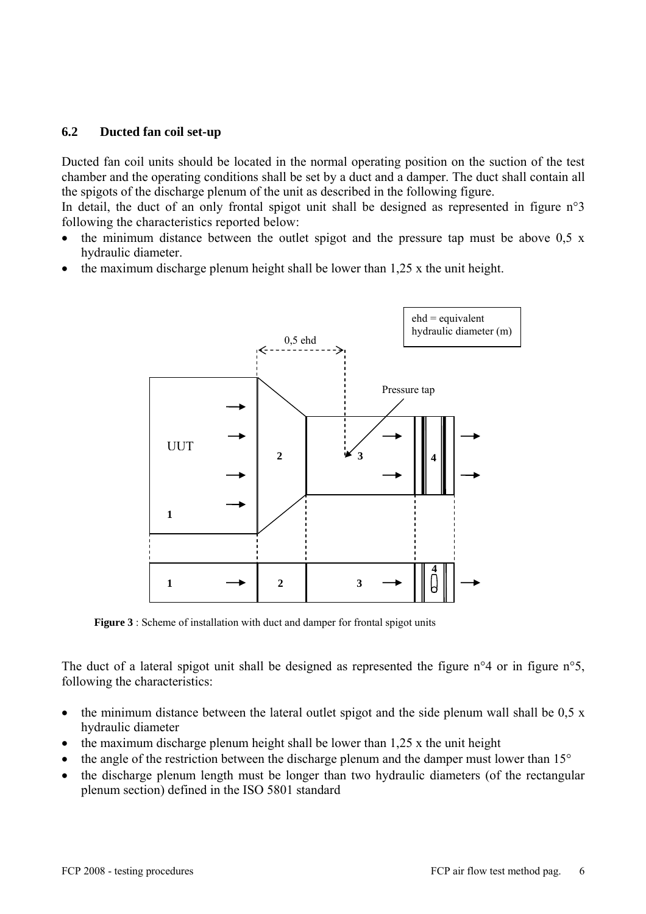## 6.2 Ducted fan coil set-up

Ducted fan coil units should be located in the normal operating position on the suction of the test chamber and the operating conditions shall be set by a duct and a damper. The duct shall contain all the spigots of the discharge plenum of the unit as described in the following figure.

In detail, the duct of an only frontal spigot unit shall be designed as represented in figure n°3 following the characteristics reported below:

- the minimum distance between the outlet spigot and the pressure tap must be above 0,5 x hydraulic diameter.
- the maximum discharge plenum height shall be lower than 1,25 x the unit height.

ehd = equivalent hydraulic diameter (m)

0,5 ehd

Pressure tap

UUT

1 2 3 4

**Figure 3** : Scheme of installation with duct and damper for frontal spigot units

The duct of a lateral spigot unit shall be designed as represented the figure n°4 or in figure n°5, following the characteristics:

- the minimum distance between the lateral outlet spigot and the side plenum wall shall be 0,5 x hydraulic diameter
- the maximum discharge plenum height shall be lower than 1,25 x the unit height
- the angle of the restriction between the discharge plenum and the damper must lower than 15°
- the discharge plenum length must be longer than two hydraulic diameters (of the rectangular plenum section) defined in the ISO 5801 standard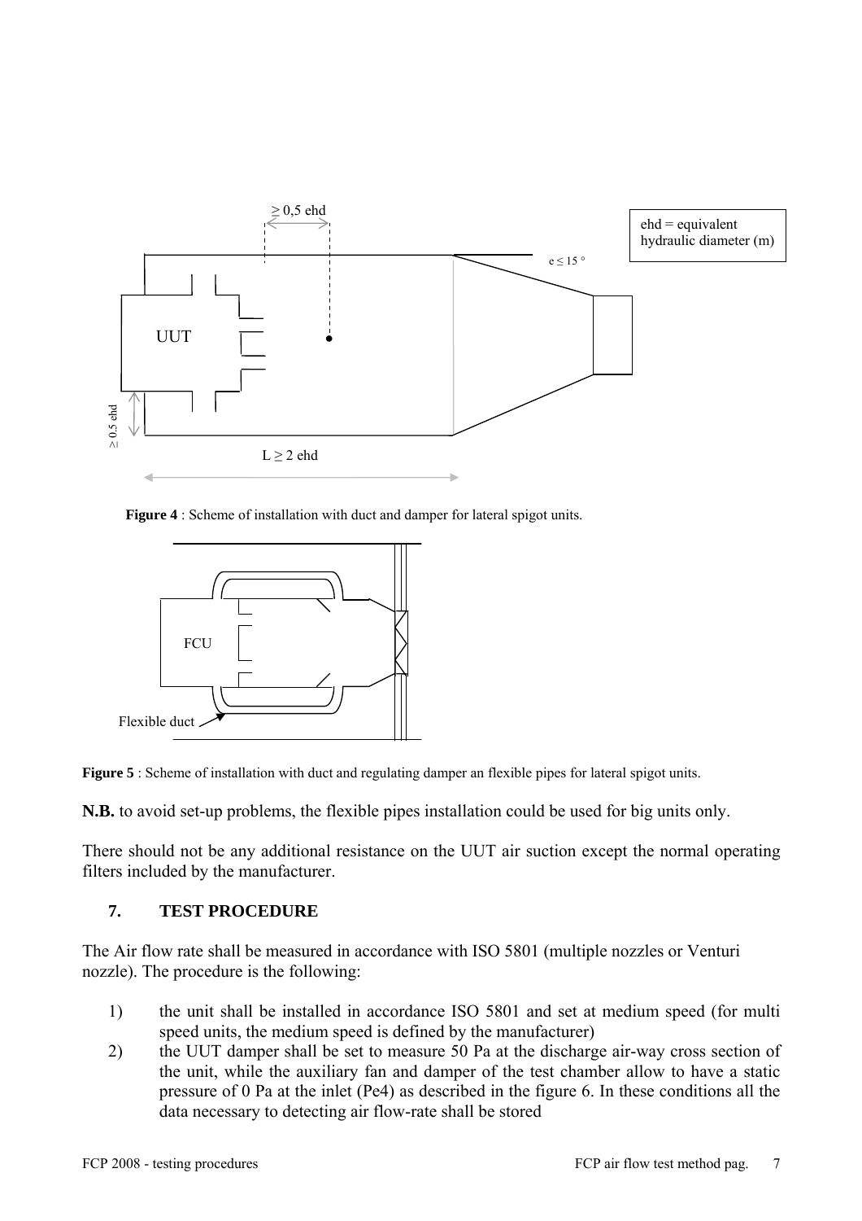**Figure 4** : Scheme of installation with duct and damper for lateral spigot units.

**Figure 5** : Scheme of installation with duct and regulating damper an flexible pipes for lateral spigot units.

**N.B.** to avoid set-up problems, the flexible pipes installation could be used for big units only.

There should not be any additional resistance on the UUT air suction except the normal operating filters included by the manufacturer.

## 7. TEST PROCEDURE

The Air flow rate shall be measured in accordance with ISO 5801 (multiple nozzles or Venturi nozzle). The procedure is the following:

1) the unit shall be installed in accordance ISO 5801 and set at medium speed (for multi speed units, the medium speed is defined by the manufacturer)
2) the UUT damper shall be set to measure 50 Pa at the discharge air-way cross section of the unit, while the auxiliary fan and damper of the test chamber allow to have a static pressure of 0 Pa at the inlet (Pe4) as described in the figure 6. In these conditions all the data necessary to detecting air flow-rate shall be stored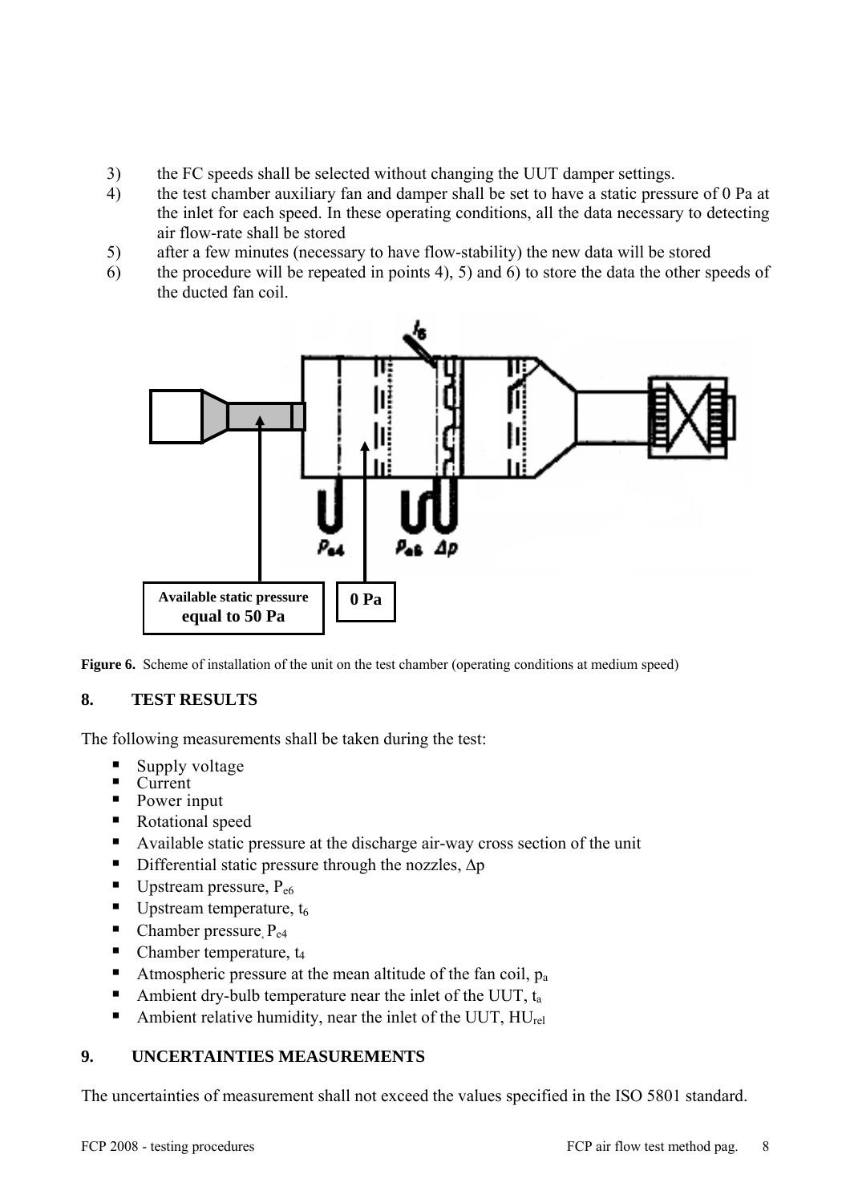3) the FC speeds shall be selected without changing the UUT damper settings.
4) the test chamber auxiliary fan and damper shall be set to have a static pressure of 0 Pa at the inlet for each speed. In these operating conditions, all the data necessary to detecting air flow-rate shall be stored
5) after a few minutes (necessary to have flow-stability) the new data will be stored
6) the procedure will be repeated in points 4), 5) and 6) to store the data the other speeds of the ducted fan coil.

$t_6$

$P_{e4}$

$P_{e6}$ $\Delta p$

Available static pressure equal to 50 Pa

0 Pa

**Figure 6.** Scheme of installation of the unit on the test chamber (operating conditions at medium speed)

## 8. TEST RESULTS

The following measurements shall be taken during the test:

- Supply voltage
- Current
- Power input
- Rotational speed
- Available static pressure at the discharge air-way cross section of the unit
- Differential static pressure through the nozzles, $\Delta p$
- Upstream pressure, $P_{e6}$
- Upstream temperature, $t_6$
- Chamber pressure, $P_{e4}$
- Chamber temperature, $t_4$
- Atmospheric pressure at the mean altitude of the fan coil, $p_a$
- Ambient dry-bulb temperature near the inlet of the UUT, $t_a$
- Ambient relative humidity, near the inlet of the UUT, $HU_{rel}$

## 9. UNCERTAINTIES MEASUREMENTS

The uncertainties of measurement shall not exceed the values specified in the ISO 5801 standard.